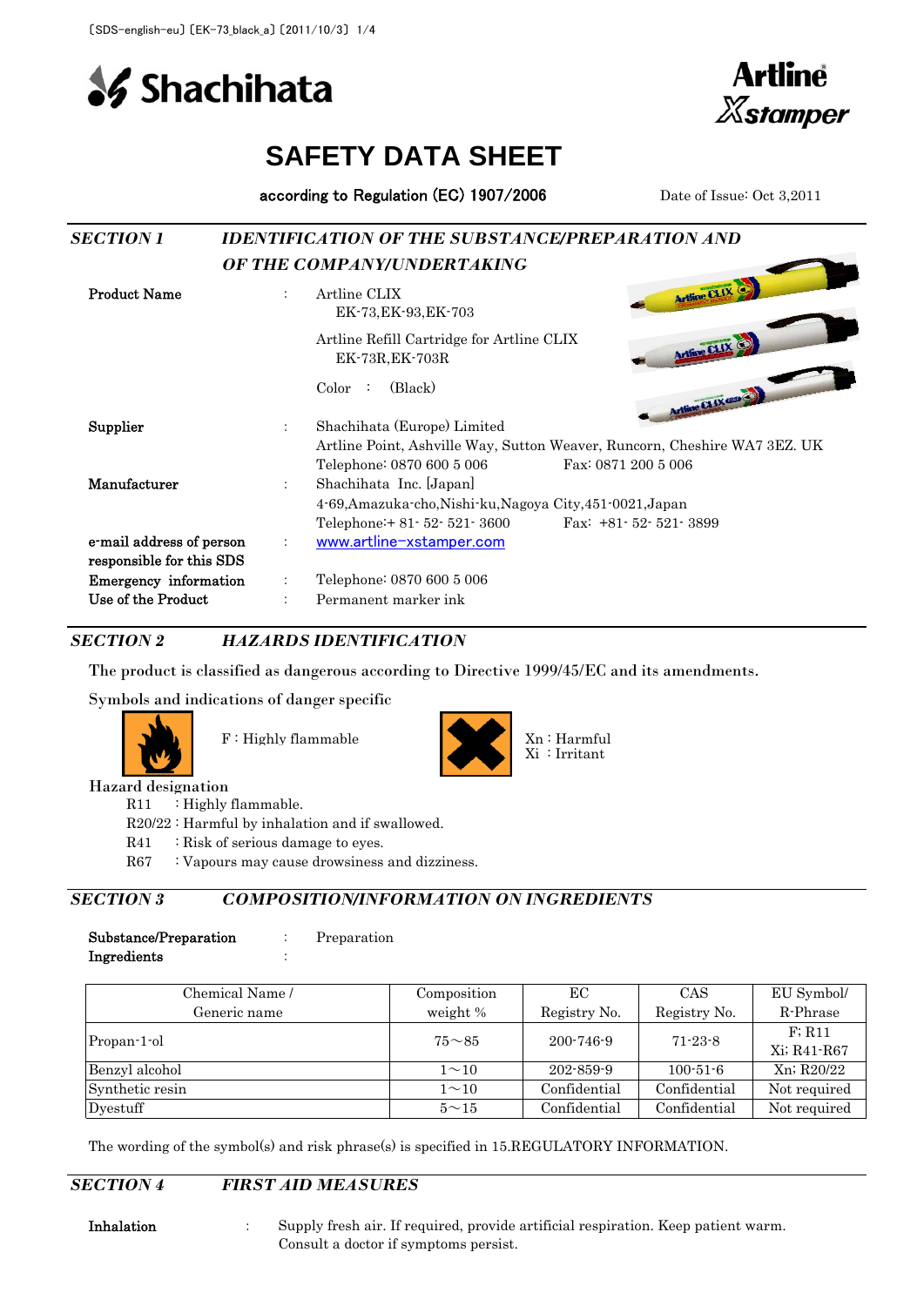Shachihata

Artline Xstamper

# SAFETY DATA SHEET

according to Regulation (EC) 1907/2006

Date of Issue: Oct 3,2011

## *SECTION 1 IDENTIFICATION OF THE SUBSTANCE/PREPARATION AND OF THE COMPANY/UNDERTAKING*

**Product Name** : Artline CLIX
EK-73,EK-93,EK-703

Artline Refill Cartridge for Artline CLIX
EK-73R,EK-703R

Color : (Black)

**Supplier** : Shachihata (Europe) Limited
Artline Point, Ashville Way, Sutton Weaver, Runcorn, Cheshire WA7 3EZ. UK
Telephone: 0870 600 5 006 Fax: 0871 200 5 006

**Manufacturer** : Shachihata Inc. [Japan]
4-69,Amazuka-cho,Nishi-ku,Nagoya City,451-0021,Japan
Telephone:+ 81- 52- 521- 3600 Fax: +81- 52- 521- 3899

**e-mail address of person responsible for this SDS** : www.artline-xstamper.com

**Emergency information** : Telephone: 0870 600 5 006

**Use of the Product** : Permanent marker ink

## *SECTION 2 HAZARDS IDENTIFICATION*

The product is classified as dangerous according to Directive 1999/45/EC and its amendments.

Symbols and indications of danger specific

F : Highly flammable

Xn : Harmful
Xi : Irritant

Hazard designation

- R11 : Highly flammable.
- R20/22 : Harmful by inhalation and if swallowed.
- R41 : Risk of serious damage to eyes.
- R67 : Vapours may cause drowsiness and dizziness.

## *SECTION 3 COMPOSITION/INFORMATION ON INGREDIENTS*

**Substance/Preparation** : Preparation

**Ingredients** :

| Chemical Name / Generic name | Composition weight % | EC Registry No. | CAS Registry No. | EU Symbol/ R-Phrase |
|---|---|---|---|---|
| Propan-1-ol | 75～85 | 200-746-9 | 71-23-8 | F; R11 Xi; R41-R67 |
| Benzyl alcohol | 1～10 | 202-859-9 | 100-51-6 | Xn; R20/22 |
| Synthetic resin | 1～10 | Confidential | Confidential | Not required |
| Dyestuff | 5～15 | Confidential | Confidential | Not required |

The wording of the symbol(s) and risk phrase(s) is specified in 15.REGULATORY INFORMATION.

## *SECTION 4 FIRST AID MEASURES*

**Inhalation** : Supply fresh air. If required, provide artificial respiration. Keep patient warm. Consult a doctor if symptoms persist.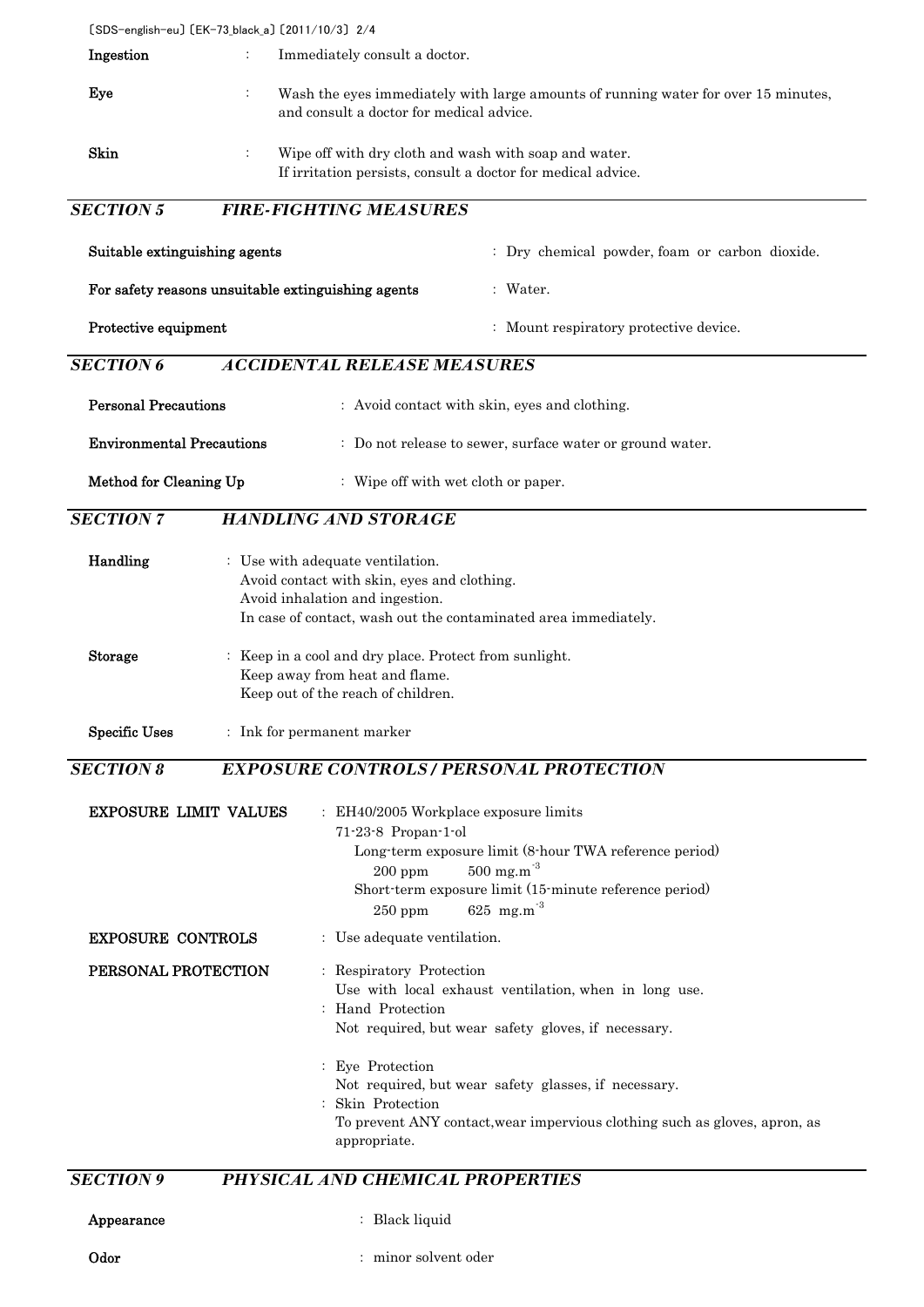**Ingestion** : Immediately consult a doctor.

**Eye** : Wash the eyes immediately with large amounts of running water for over 15 minutes, and consult a doctor for medical advice.

**Skin** : Wipe off with dry cloth and wash with soap and water.
If irritation persists, consult a doctor for medical advice.

## *SECTION 5 FIRE-FIGHTING MEASURES*

**Suitable extinguishing agents** : Dry chemical powder, foam or carbon dioxide.

**For safety reasons unsuitable extinguishing agents** : Water.

**Protective equipment** : Mount respiratory protective device.

## *SECTION 6 ACCIDENTAL RELEASE MEASURES*

**Personal Precautions** : Avoid contact with skin, eyes and clothing.

**Environmental Precautions** : Do not release to sewer, surface water or ground water.

**Method for Cleaning Up** : Wipe off with wet cloth or paper.

## *SECTION 7 HANDLING AND STORAGE*

**Handling** : Use with adequate ventilation.
Avoid contact with skin, eyes and clothing.
Avoid inhalation and ingestion.
In case of contact, wash out the contaminated area immediately.

**Storage** : Keep in a cool and dry place. Protect from sunlight.
Keep away from heat and flame.
Keep out of the reach of children.

**Specific Uses** : Ink for permanent marker

## *SECTION 8 EXPOSURE CONTROLS / PERSONAL PROTECTION*

**EXPOSURE LIMIT VALUES** : EH40/2005 Workplace exposure limits
71-23-8 Propan-1-ol
Long-term exposure limit (8-hour TWA reference period)
200 ppm 500 mg.m$^{-3}$
Short-term exposure limit (15-minute reference period)
250 ppm 625 mg.m$^{-3}$

**EXPOSURE CONTROLS** : Use adequate ventilation.

**PERSONAL PROTECTION** : Respiratory Protection
Use with local exhaust ventilation, when in long use.
: Hand Protection
Not required, but wear safety gloves, if necessary.

: Eye Protection
Not required, but wear safety glasses, if necessary.
: Skin Protection
To prevent ANY contact,wear impervious clothing such as gloves, apron, as appropriate.

## *SECTION 9 PHYSICAL AND CHEMICAL PROPERTIES*

**Appearance** : Black liquid

**Odor** : minor solvent oder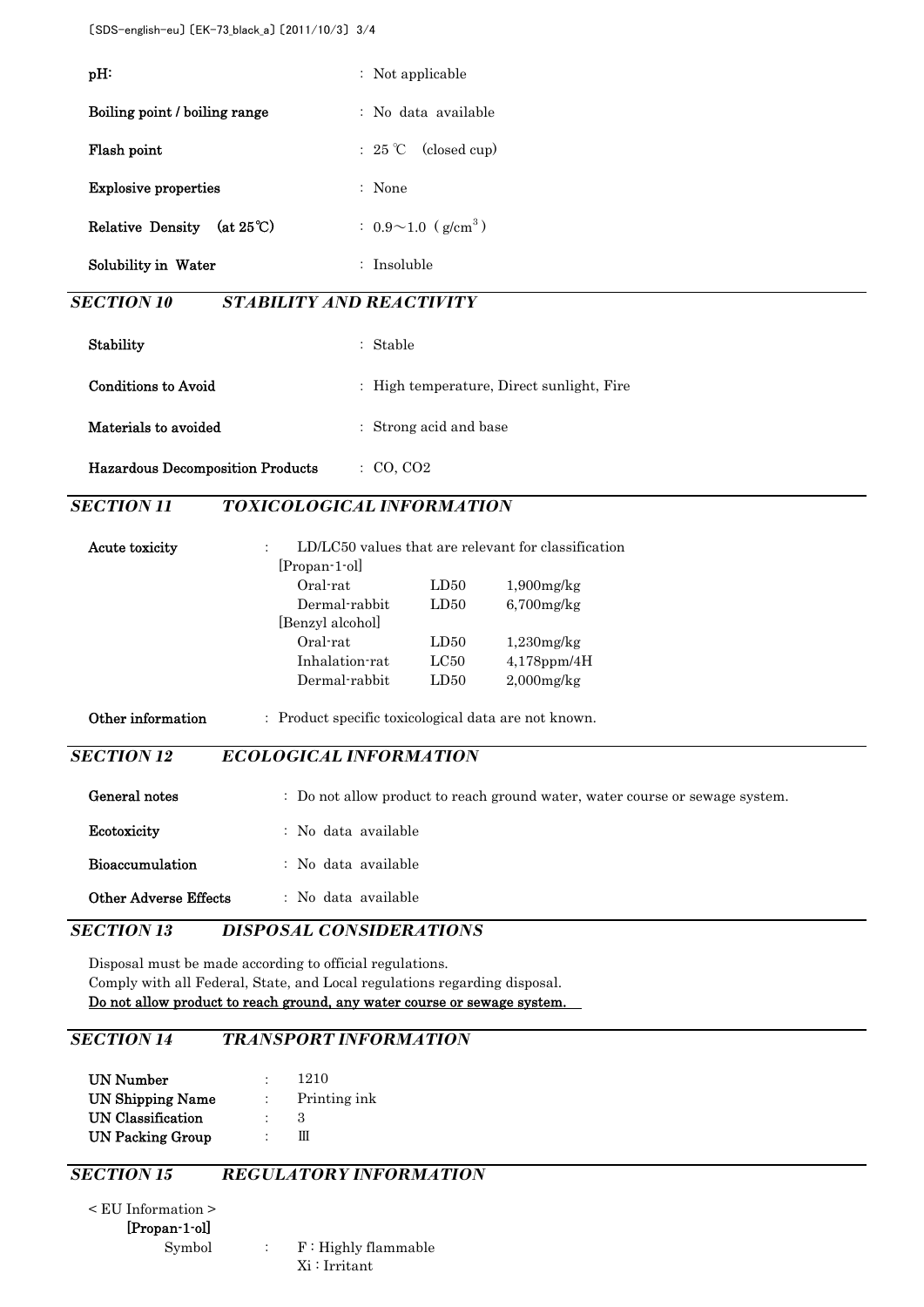| | |
|---|---|
| **pH:** | : Not applicable |
| **Boiling point / boiling range** | : No data available |
| **Flash point** | : 25 ℃ (closed cup) |
| **Explosive properties** | : None |
| **Relative Density (at 25℃)** | : 0.9～1.0 ( $g/cm^3$ ) |
| **Solubility in Water** | : Insoluble |

## *SECTION 10 STABILITY AND REACTIVITY*

| | |
|---|---|
| **Stability** | : Stable |
| **Conditions to Avoid** | : High temperature, Direct sunlight, Fire |
| **Materials to avoided** | : Strong acid and base |
| **Hazardous Decomposition Products** | : CO, $CO_2$ |

## *SECTION 11 TOXICOLOGICAL INFORMATION*

**Acute toxicity** : LD/LC50 values that are relevant for classification

| | | |
|---|---|---|
| [Propan-1-ol] | | |
| Oral-rat | LD50 | 1,900mg/kg |
| Dermal-rabbit | LD50 | 6,700mg/kg |
| [Benzyl alcohol] | | |
| Oral-rat | LD50 | 1,230mg/kg |
| Inhalation-rat | LC50 | 4,178ppm/4H |
| Dermal-rabbit | LD50 | 2,000mg/kg |

**Other information** : Product specific toxicological data are not known.

## *SECTION 12 ECOLOGICAL INFORMATION*

| | |
|---|---|
| **General notes** | : Do not allow product to reach ground water, water course or sewage system. |
| **Ecotoxicity** | : No data available |
| **Bioaccumulation** | : No data available |
| **Other Adverse Effects** | : No data available |

## *SECTION 13 DISPOSAL CONSIDERATIONS*

Disposal must be made according to official regulations.
Comply with all Federal, State, and Local regulations regarding disposal.
Do not allow product to reach ground, any water course or sewage system.

## *SECTION 14 TRANSPORT INFORMATION*

| | |
|---|---|
| **UN Number** | : 1210 |
| **UN Shipping Name** | : Printing ink |
| **UN Classification** | : 3 |
| **UN Packing Group** | : Ⅲ |

## *SECTION 15 REGULATORY INFORMATION*

< EU Information >

**[Propan-1-ol]**

Symbol : F : Highly flammable
Xi : Irritant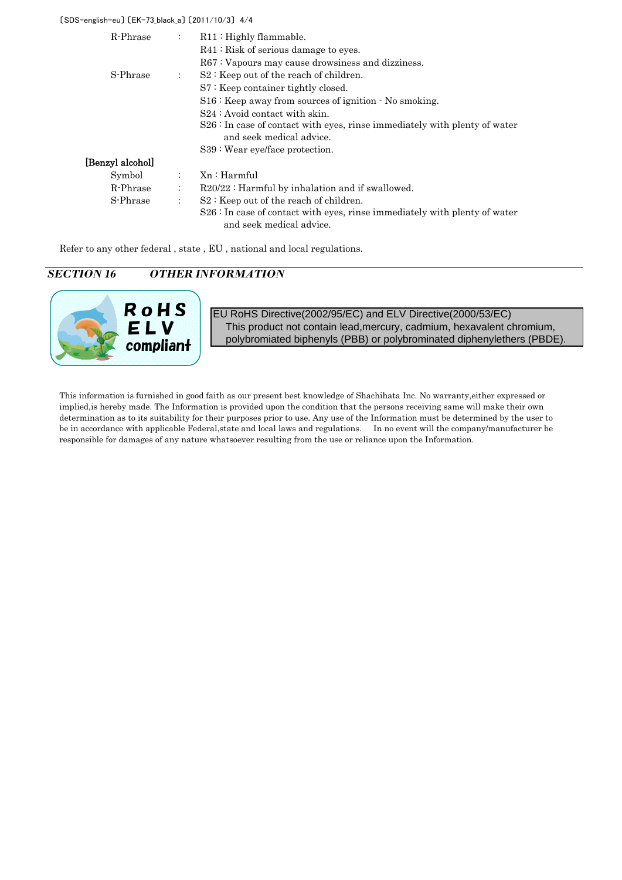R-Phrase : R11 : Highly flammable.
R41 : Risk of serious damage to eyes.
R67 : Vapours may cause drowsiness and dizziness.

S-Phrase : S2 : Keep out of the reach of children.
S7 : Keep container tightly closed.
S16 : Keep away from sources of ignition - No smoking.
S24 : Avoid contact with skin.
S26 : In case of contact with eyes, rinse immediately with plenty of water and seek medical advice.
S39 : Wear eye/face protection.

[Benzyl alcohol]

Symbol : Xn : Harmful

R-Phrase : R20/22 : Harmful by inhalation and if swallowed.

S-Phrase : S2 : Keep out of the reach of children.
S26 : In case of contact with eyes, rinse immediately with plenty of water and seek medical advice.

Refer to any other federal , state , EU , national and local regulations.

## *SECTION 16 OTHER INFORMATION*

RoHS ELV compliant

EU RoHS Directive(2002/95/EC) and ELV Directive(2000/53/EC)
This product not contain lead,mercury, cadmium, hexavalent chromium, polybromiated biphenyls (PBB) or polybrominated diphenylethers (PBDE).

This information is furnished in good faith as our present best knowledge of Shachihata Inc. No warranty,either expressed or implied,is hereby made. The Information is provided upon the condition that the persons receiving same will make their own determination as to its suitability for their purposes prior to use. Any use of the Information must be determined by the user to be in accordance with applicable Federal,state and local laws and regulations. In no event will the company/manufacturer be responsible for damages of any nature whatsoever resulting from the use or reliance upon the Information.